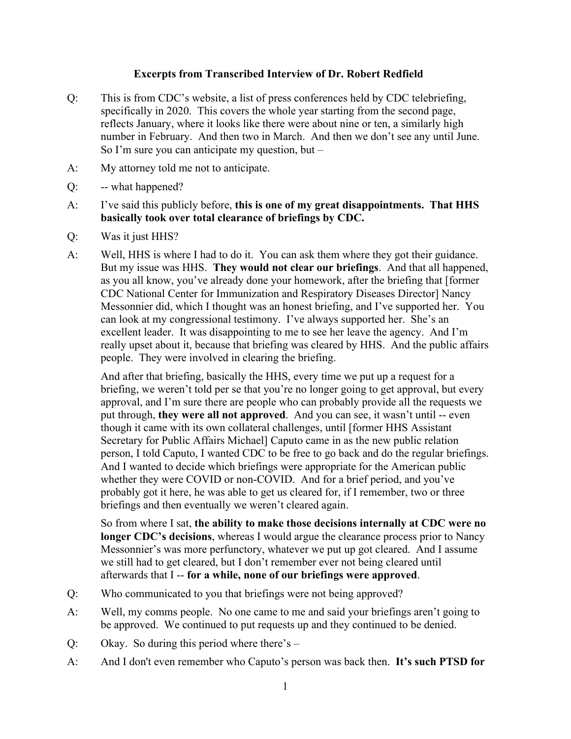**Excerpts from Transcribed Interview of Dr. Robert Redfield**

Q: This is from CDC's website, a list of press conferences held by CDC telebriefing, specifically in 2020. This covers the whole year starting from the second page, reflects January, where it looks like there were about nine or ten, a similarly high number in February. And then two in March. And then we don't see any until June. So I'm sure you can anticipate my question, but –

A: My attorney told me not to anticipate.

Q: -- what happened?

A: I've said this publicly before, **this is one of my great disappointments. That HHS basically took over total clearance of briefings by CDC.**

Q: Was it just HHS?

A: Well, HHS is where I had to do it. You can ask them where they got their guidance. But my issue was HHS. **They would not clear our briefings**. And that all happened, as you all know, you've already done your homework, after the briefing that [former CDC National Center for Immunization and Respiratory Diseases Director] Nancy Messonnier did, which I thought was an honest briefing, and I've supported her. You can look at my congressional testimony. I've always supported her. She's an excellent leader. It was disappointing to me to see her leave the agency. And I'm really upset about it, because that briefing was cleared by HHS. And the public affairs people. They were involved in clearing the briefing.

And after that briefing, basically the HHS, every time we put up a request for a briefing, we weren't told per se that you're no longer going to get approval, but every approval, and I'm sure there are people who can probably provide all the requests we put through, **they were all not approved**. And you can see, it wasn't until -- even though it came with its own collateral challenges, until [former HHS Assistant Secretary for Public Affairs Michael] Caputo came in as the new public relation person, I told Caputo, I wanted CDC to be free to go back and do the regular briefings. And I wanted to decide which briefings were appropriate for the American public whether they were COVID or non-COVID. And for a brief period, and you've probably got it here, he was able to get us cleared for, if I remember, two or three briefings and then eventually we weren't cleared again.

So from where I sat, **the ability to make those decisions internally at CDC were no longer CDC's decisions**, whereas I would argue the clearance process prior to Nancy Messonnier's was more perfunctory, whatever we put up got cleared. And I assume we still had to get cleared, but I don't remember ever not being cleared until afterwards that I -- **for a while, none of our briefings were approved**.

Q: Who communicated to you that briefings were not being approved?

A: Well, my comms people. No one came to me and said your briefings aren't going to be approved. We continued to put requests up and they continued to be denied.

Q: Okay. So during this period where there's –

A: And I don't even remember who Caputo's person was back then. **It's such PTSD for**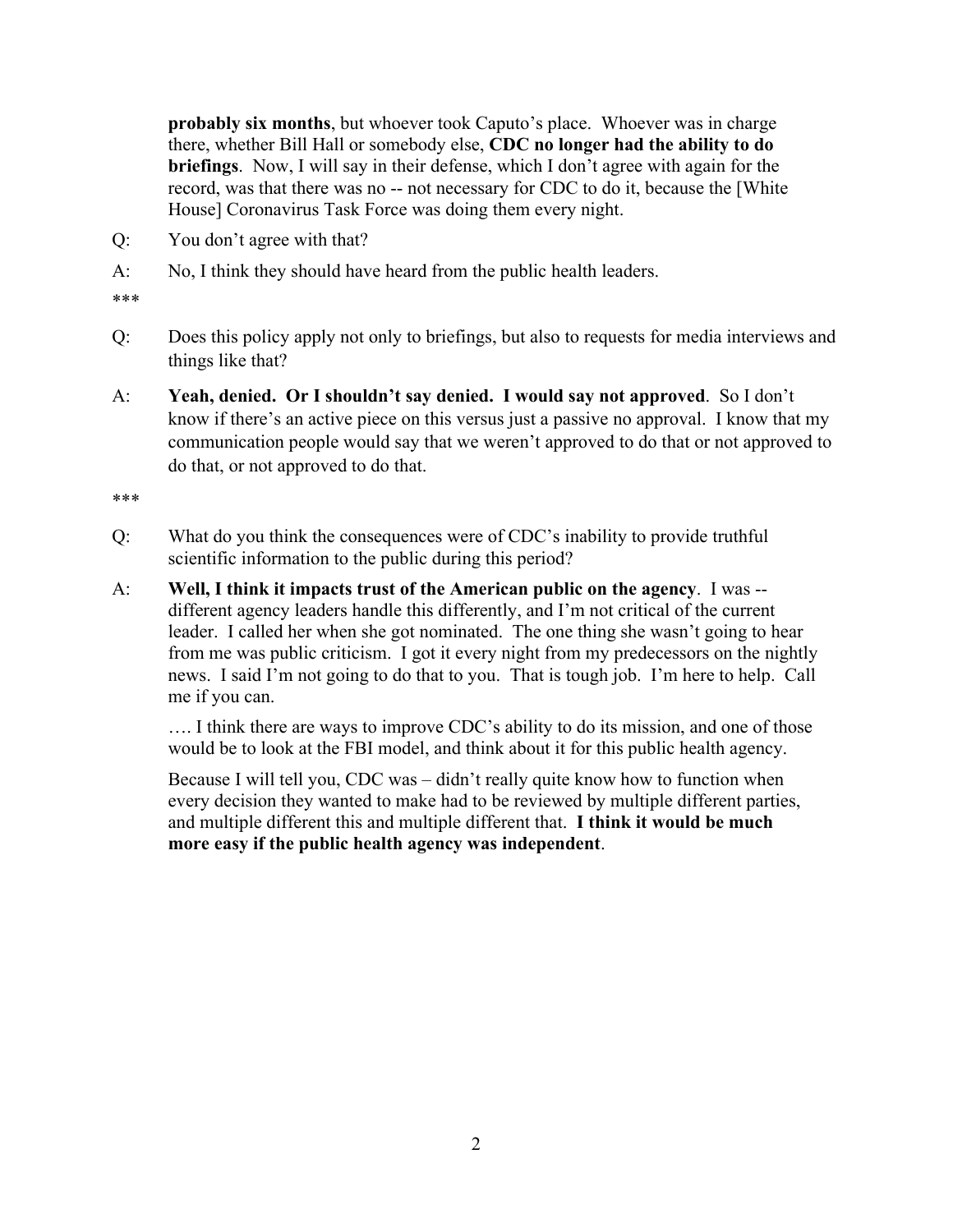**probably six months**, but whoever took Caputo's place. Whoever was in charge there, whether Bill Hall or somebody else, **CDC no longer had the ability to do briefings**. Now, I will say in their defense, which I don't agree with again for the record, was that there was no -- not necessary for CDC to do it, because the [White House] Coronavirus Task Force was doing them every night.

Q: You don't agree with that?

A: No, I think they should have heard from the public health leaders.

***

Q: Does this policy apply not only to briefings, but also to requests for media interviews and things like that?

A: **Yeah, denied. Or I shouldn't say denied. I would say not approved**. So I don't know if there's an active piece on this versus just a passive no approval. I know that my communication people would say that we weren't approved to do that or not approved to do that, or not approved to do that.

***

Q: What do you think the consequences were of CDC's inability to provide truthful scientific information to the public during this period?

A: **Well, I think it impacts trust of the American public on the agency**. I was -- different agency leaders handle this differently, and I'm not critical of the current leader. I called her when she got nominated. The one thing she wasn't going to hear from me was public criticism. I got it every night from my predecessors on the nightly news. I said I'm not going to do that to you. That is tough job. I'm here to help. Call me if you can.

…. I think there are ways to improve CDC's ability to do its mission, and one of those would be to look at the FBI model, and think about it for this public health agency.

Because I will tell you, CDC was – didn't really quite know how to function when every decision they wanted to make had to be reviewed by multiple different parties, and multiple different this and multiple different that. **I think it would be much more easy if the public health agency was independent**.